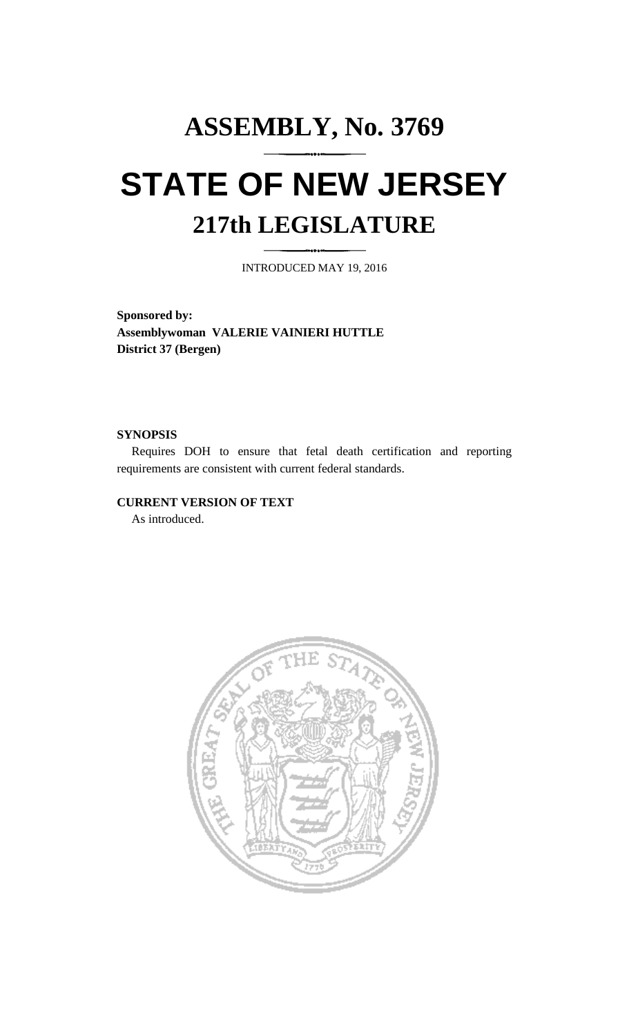# ASSEMBLY, No. 3769

# STATE OF NEW JERSEY

## 217th LEGISLATURE

INTRODUCED MAY 19, 2016

**Sponsored by:**
**Assemblywoman VALERIE VAINIERI HUTTLE**
**District 37 (Bergen)**

**SYNOPSIS**

Requires DOH to ensure that fetal death certification and reporting requirements are consistent with current federal standards.

**CURRENT VERSION OF TEXT**

As introduced.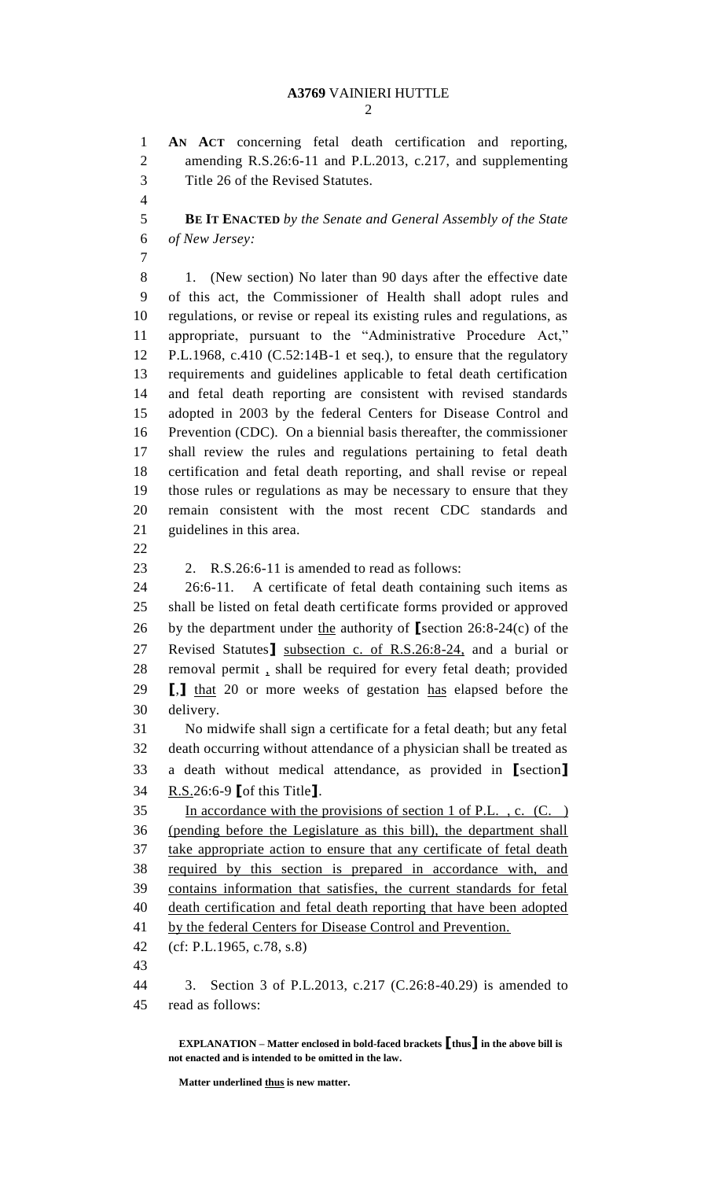AN ACT concerning fetal death certification and reporting, amending R.S.26:6-11 and P.L.2013, c.217, and supplementing Title 26 of the Revised Statutes.

**BE IT ENACTED** *by the Senate and General Assembly of the State of New Jersey:*

1. (New section) No later than 90 days after the effective date of this act, the Commissioner of Health shall adopt rules and regulations, or revise or repeal its existing rules and regulations, as appropriate, pursuant to the "Administrative Procedure Act," P.L.1968, c.410 (C.52:14B-1 et seq.), to ensure that the regulatory requirements and guidelines applicable to fetal death certification and fetal death reporting are consistent with revised standards adopted in 2003 by the federal Centers for Disease Control and Prevention (CDC). On a biennial basis thereafter, the commissioner shall review the rules and regulations pertaining to fetal death certification and fetal death reporting, and shall revise or repeal those rules or regulations as may be necessary to ensure that they remain consistent with the most recent CDC standards and guidelines in this area.

2. R.S.26:6-11 is amended to read as follows:

26:6-11. A certificate of fetal death containing such items as shall be listed on fetal death certificate forms provided or approved by the department under <u>the</u> authority of **[**section 26:8-24(c) of the Revised Statutes**]** <u>subsection c. of R.S.26:8-24,</u> and a burial or removal permit <u>,</u> shall be required for every fetal death; provided **[**,**]** <u>that</u> 20 or more weeks of gestation <u>has</u> elapsed before the delivery.

No midwife shall sign a certificate for a fetal death; but any fetal death occurring without attendance of a physician shall be treated as a death without medical attendance, as provided in **[**section**]** <u>R.S.</u>26:6-9 **[**of this Title**]**.

<u>In accordance with the provisions of section 1 of P.L. , c. (C. ) (pending before the Legislature as this bill), the department shall take appropriate action to ensure that any certificate of fetal death required by this section is prepared in accordance with, and contains information that satisfies, the current standards for fetal death certification and fetal death reporting that have been adopted by the federal Centers for Disease Control and Prevention.</u>

(cf: P.L.1965, c.78, s.8)

3. Section 3 of P.L.2013, c.217 (C.26:8-40.29) is amended to read as follows:

**EXPLANATION – Matter enclosed in bold-faced brackets [thus] in the above bill is not enacted and is intended to be omitted in the law.**

**Matter underlined <u>thus</u> is new matter.**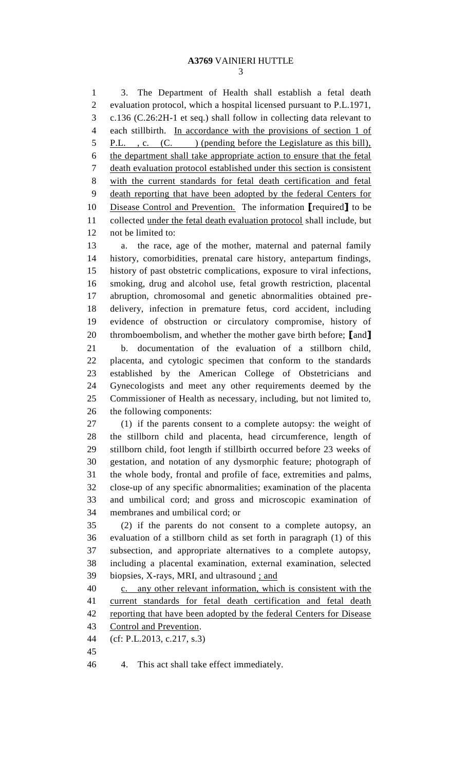3. The Department of Health shall establish a fetal death evaluation protocol, which a hospital licensed pursuant to P.L.1971, c.136 (C.26:2H-1 et seq.) shall follow in collecting data relevant to each stillbirth. <u>In accordance with the provisions of section 1 of P.L. , c. (C. ) (pending before the Legislature as this bill), the department shall take appropriate action to ensure that the fetal death evaluation protocol established under this section is consistent with the current standards for fetal death certification and fetal death reporting that have been adopted by the federal Centers for Disease Control and Prevention.</u> The information [required] to be collected <u>under the fetal death evaluation protocol</u> shall include, but not be limited to:

a. the race, age of the mother, maternal and paternal family history, comorbidities, prenatal care history, antepartum findings, history of past obstetric complications, exposure to viral infections, smoking, drug and alcohol use, fetal growth restriction, placental abruption, chromosomal and genetic abnormalities obtained pre-delivery, infection in premature fetus, cord accident, including evidence of obstruction or circulatory compromise, history of thromboembolism, and whether the mother gave birth before; [and]

b. documentation of the evaluation of a stillborn child, placenta, and cytologic specimen that conform to the standards established by the American College of Obstetricians and Gynecologists and meet any other requirements deemed by the Commissioner of Health as necessary, including, but not limited to, the following components:

(1) if the parents consent to a complete autopsy: the weight of the stillborn child and placenta, head circumference, length of stillborn child, foot length if stillbirth occurred before 23 weeks of gestation, and notation of any dysmorphic feature; photograph of the whole body, frontal and profile of face, extremities and palms, close-up of any specific abnormalities; examination of the placenta and umbilical cord; and gross and microscopic examination of membranes and umbilical cord; or

(2) if the parents do not consent to a complete autopsy, an evaluation of a stillborn child as set forth in paragraph (1) of this subsection, and appropriate alternatives to a complete autopsy, including a placental examination, external examination, selected biopsies, X-rays, MRI, and ultrasound <u>; and</u>

<u>c. any other relevant information, which is consistent with the current standards for fetal death certification and fetal death reporting that have been adopted by the federal Centers for Disease Control and Prevention</u>.

(cf: P.L.2013, c.217, s.3)

4. This act shall take effect immediately.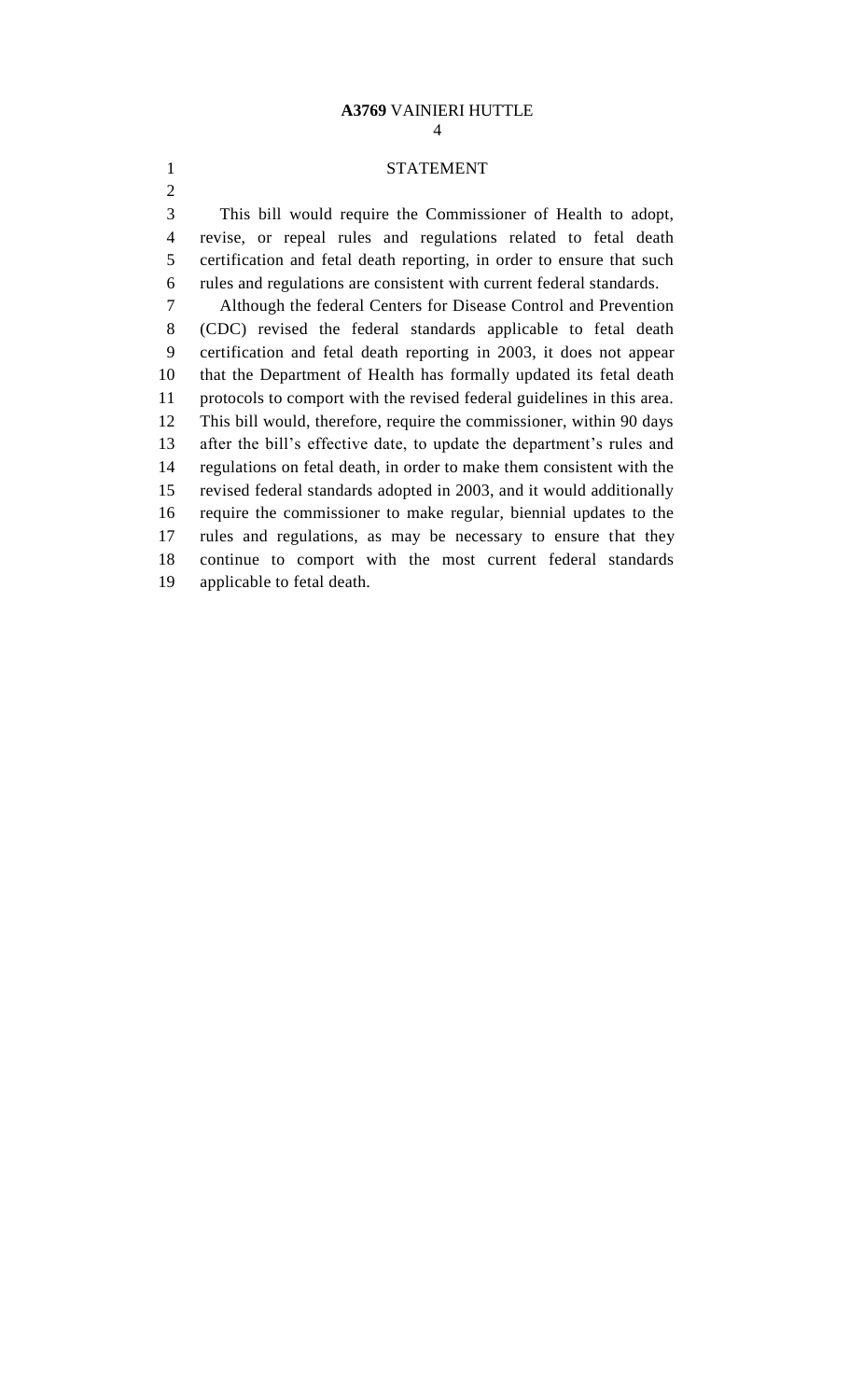## STATEMENT

This bill would require the Commissioner of Health to adopt, revise, or repeal rules and regulations related to fetal death certification and fetal death reporting, in order to ensure that such rules and regulations are consistent with current federal standards.

Although the federal Centers for Disease Control and Prevention (CDC) revised the federal standards applicable to fetal death certification and fetal death reporting in 2003, it does not appear that the Department of Health has formally updated its fetal death protocols to comport with the revised federal guidelines in this area. This bill would, therefore, require the commissioner, within 90 days after the bill's effective date, to update the department's rules and regulations on fetal death, in order to make them consistent with the revised federal standards adopted in 2003, and it would additionally require the commissioner to make regular, biennial updates to the rules and regulations, as may be necessary to ensure that they continue to comport with the most current federal standards applicable to fetal death.